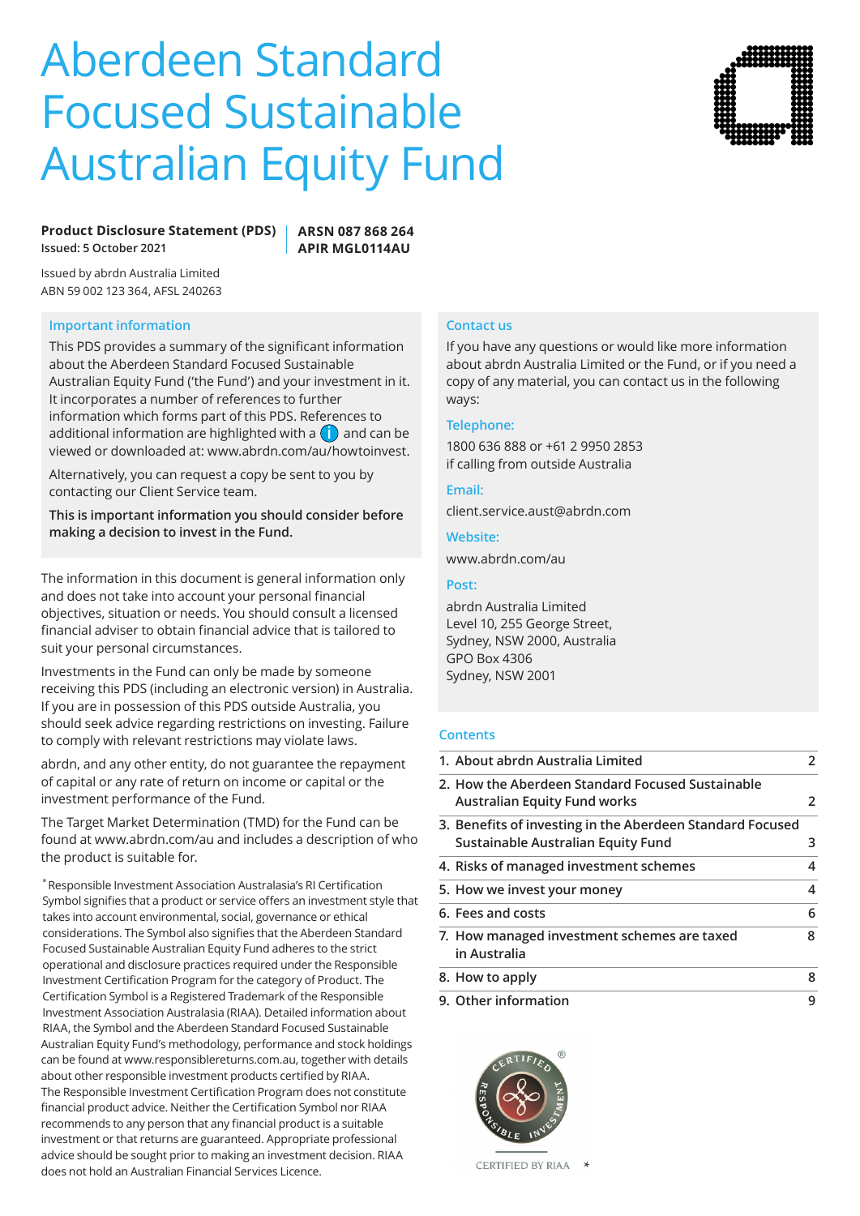# Aberdeen Standard Focused Sustainable Australian Equity Fund

**Product Disclosure Statement (PDS)**
**Issued: 5 October 2021**

**ARSN 087 868 264**
**APIR MGL0114AU**

Issued by abrdn Australia Limited
ABN 59 002 123 364, AFSL 240263

## Important information

This PDS provides a summary of the significant information about the Aberdeen Standard Focused Sustainable Australian Equity Fund ('the Fund') and your investment in it. It incorporates a number of references to further information which forms part of this PDS. References to additional information are highlighted with a (i) and can be viewed or downloaded at: www.abrdn.com/au/howtoinvest.

Alternatively, you can request a copy be sent to you by contacting our Client Service team.

**This is important information you should consider before making a decision to invest in the Fund.**

The information in this document is general information only and does not take into account your personal financial objectives, situation or needs. You should consult a licensed financial adviser to obtain financial advice that is tailored to suit your personal circumstances.

Investments in the Fund can only be made by someone receiving this PDS (including an electronic version) in Australia. If you are in possession of this PDS outside Australia, you should seek advice regarding restrictions on investing. Failure to comply with relevant restrictions may violate laws.

abrdn, and any other entity, do not guarantee the repayment of capital or any rate of return on income or capital or the investment performance of the Fund.

The Target Market Determination (TMD) for the Fund can be found at www.abrdn.com/au and includes a description of who the product is suitable for.

*Responsible Investment Association Australasia's RI Certification Symbol signifies that a product or service offers an investment style that takes into account environmental, social, governance or ethical considerations. The Symbol also signifies that the Aberdeen Standard Focused Sustainable Australian Equity Fund adheres to the strict operational and disclosure practices required under the Responsible Investment Certification Program for the category of Product. The Certification Symbol is a Registered Trademark of the Responsible Investment Association Australasia (RIAA). Detailed information about RIAA, the Symbol and the Aberdeen Standard Focused Sustainable Australian Equity Fund's methodology, performance and stock holdings can be found at www.responsiblereturns.com.au, together with details about other responsible investment products certified by RIAA. The Responsible Investment Certification Program does not constitute financial product advice. Neither the Certification Symbol nor RIAA recommends to any person that any financial product is a suitable investment or that returns are guaranteed. Appropriate professional advice should be sought prior to making an investment decision. RIAA does not hold an Australian Financial Services Licence.

## Contact us

If you have any questions or would like more information about abrdn Australia Limited or the Fund, or if you need a copy of any material, you can contact us in the following ways:

**Telephone:**
1800 636 888 or +61 2 9950 2853
if calling from outside Australia

**Email:**
client.service.aust@abrdn.com

**Website:**
www.abrdn.com/au

**Post:**
abrdn Australia Limited
Level 10, 255 George Street,
Sydney, NSW 2000, Australia
GPO Box 4306
Sydney, NSW 2001

## Contents

| Section | Page |
|---|---|
| 1. About abrdn Australia Limited | 2 |
| 2. How the Aberdeen Standard Focused Sustainable Australian Equity Fund works | 2 |
| 3. Benefits of investing in the Aberdeen Standard Focused Sustainable Australian Equity Fund | 3 |
| 4. Risks of managed investment schemes | 4 |
| 5. How we invest your money | 4 |
| 6. Fees and costs | 6 |
| 7. How managed investment schemes are taxed in Australia | 8 |
| 8. How to apply | 8 |
| 9. Other information | 9 |

CERTIFIED BY RIAA *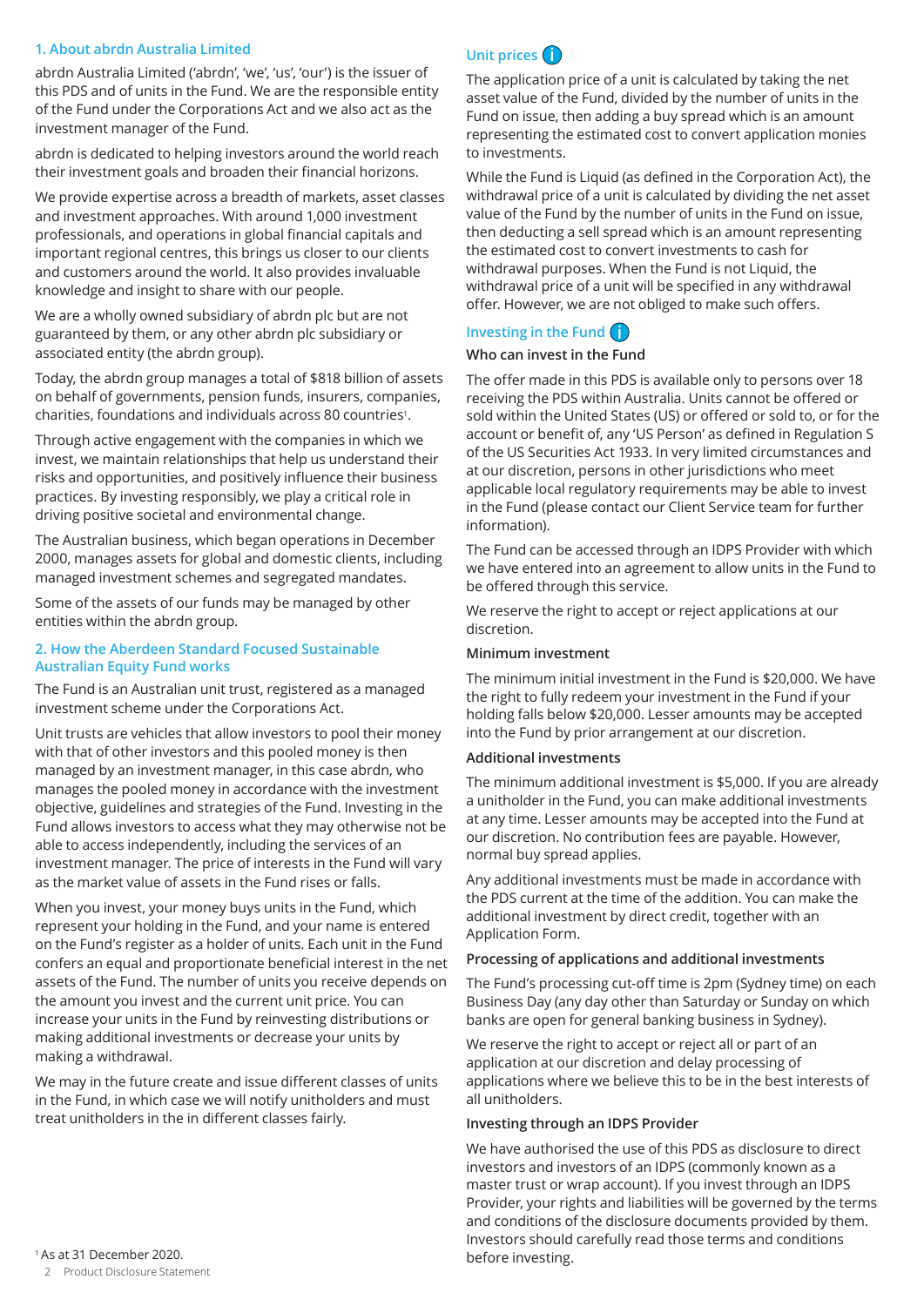## 1. About abrdn Australia Limited

abrdn Australia Limited ('abrdn', 'we', 'us', 'our') is the issuer of this PDS and of units in the Fund. We are the responsible entity of the Fund under the Corporations Act and we also act as the investment manager of the Fund.

abrdn is dedicated to helping investors around the world reach their investment goals and broaden their financial horizons.

We provide expertise across a breadth of markets, asset classes and investment approaches. With around 1,000 investment professionals, and operations in global financial capitals and important regional centres, this brings us closer to our clients and customers around the world. It also provides invaluable knowledge and insight to share with our people.

We are a wholly owned subsidiary of abrdn plc but are not guaranteed by them, or any other abrdn plc subsidiary or associated entity (the abrdn group).

Today, the abrdn group manages a total of $818 billion of assets on behalf of governments, pension funds, insurers, companies, charities, foundations and individuals across 80 countries[1].

Through active engagement with the companies in which we invest, we maintain relationships that help us understand their risks and opportunities, and positively influence their business practices. By investing responsibly, we play a critical role in driving positive societal and environmental change.

The Australian business, which began operations in December 2000, manages assets for global and domestic clients, including managed investment schemes and segregated mandates.

Some of the assets of our funds may be managed by other entities within the abrdn group.

## 2. How the Aberdeen Standard Focused Sustainable Australian Equity Fund works

The Fund is an Australian unit trust, registered as a managed investment scheme under the Corporations Act.

Unit trusts are vehicles that allow investors to pool their money with that of other investors and this pooled money is then managed by an investment manager, in this case abrdn, who manages the pooled money in accordance with the investment objective, guidelines and strategies of the Fund. Investing in the Fund allows investors to access what they may otherwise not be able to access independently, including the services of an investment manager. The price of interests in the Fund will vary as the market value of assets in the Fund rises or falls.

When you invest, your money buys units in the Fund, which represent your holding in the Fund, and your name is entered on the Fund's register as a holder of units. Each unit in the Fund confers an equal and proportionate beneficial interest in the net assets of the Fund. The number of units you receive depends on the amount you invest and the current unit price. You can increase your units in the Fund by reinvesting distributions or making additional investments or decrease your units by making a withdrawal.

We may in the future create and issue different classes of units in the Fund, in which case we will notify unitholders and must treat unitholders in the in different classes fairly.

[1] As at 31 December 2020.

### Unit prices

The application price of a unit is calculated by taking the net asset value of the Fund, divided by the number of units in the Fund on issue, then adding a buy spread which is an amount representing the estimated cost to convert application monies to investments.

While the Fund is Liquid (as defined in the Corporation Act), the withdrawal price of a unit is calculated by dividing the net asset value of the Fund by the number of units in the Fund on issue, then deducting a sell spread which is an amount representing the estimated cost to convert investments to cash for withdrawal purposes. When the Fund is not Liquid, the withdrawal price of a unit will be specified in any withdrawal offer. However, we are not obliged to make such offers.

### Investing in the Fund

**Who can invest in the Fund**

The offer made in this PDS is available only to persons over 18 receiving the PDS within Australia. Units cannot be offered or sold within the United States (US) or offered or sold to, or for the account or benefit of, any 'US Person' as defined in Regulation S of the US Securities Act 1933. In very limited circumstances and at our discretion, persons in other jurisdictions who meet applicable local regulatory requirements may be able to invest in the Fund (please contact our Client Service team for further information).

The Fund can be accessed through an IDPS Provider with which we have entered into an agreement to allow units in the Fund to be offered through this service.

We reserve the right to accept or reject applications at our discretion.

**Minimum investment**

The minimum initial investment in the Fund is $20,000. We have the right to fully redeem your investment in the Fund if your holding falls below $20,000. Lesser amounts may be accepted into the Fund by prior arrangement at our discretion.

**Additional investments**

The minimum additional investment is $5,000. If you are already a unitholder in the Fund, you can make additional investments at any time. Lesser amounts may be accepted into the Fund at our discretion. No contribution fees are payable. However, normal buy spread applies.

Any additional investments must be made in accordance with the PDS current at the time of the addition. You can make the additional investment by direct credit, together with an Application Form.

**Processing of applications and additional investments**

The Fund's processing cut-off time is 2pm (Sydney time) on each Business Day (any day other than Saturday or Sunday on which banks are open for general banking business in Sydney).

We reserve the right to accept or reject all or part of an application at our discretion and delay processing of applications where we believe this to be in the best interests of all unitholders.

**Investing through an IDPS Provider**

We have authorised the use of this PDS as disclosure to direct investors and investors of an IDPS (commonly known as a master trust or wrap account). If you invest through an IDPS Provider, your rights and liabilities will be governed by the terms and conditions of the disclosure documents provided by them. Investors should carefully read those terms and conditions before investing.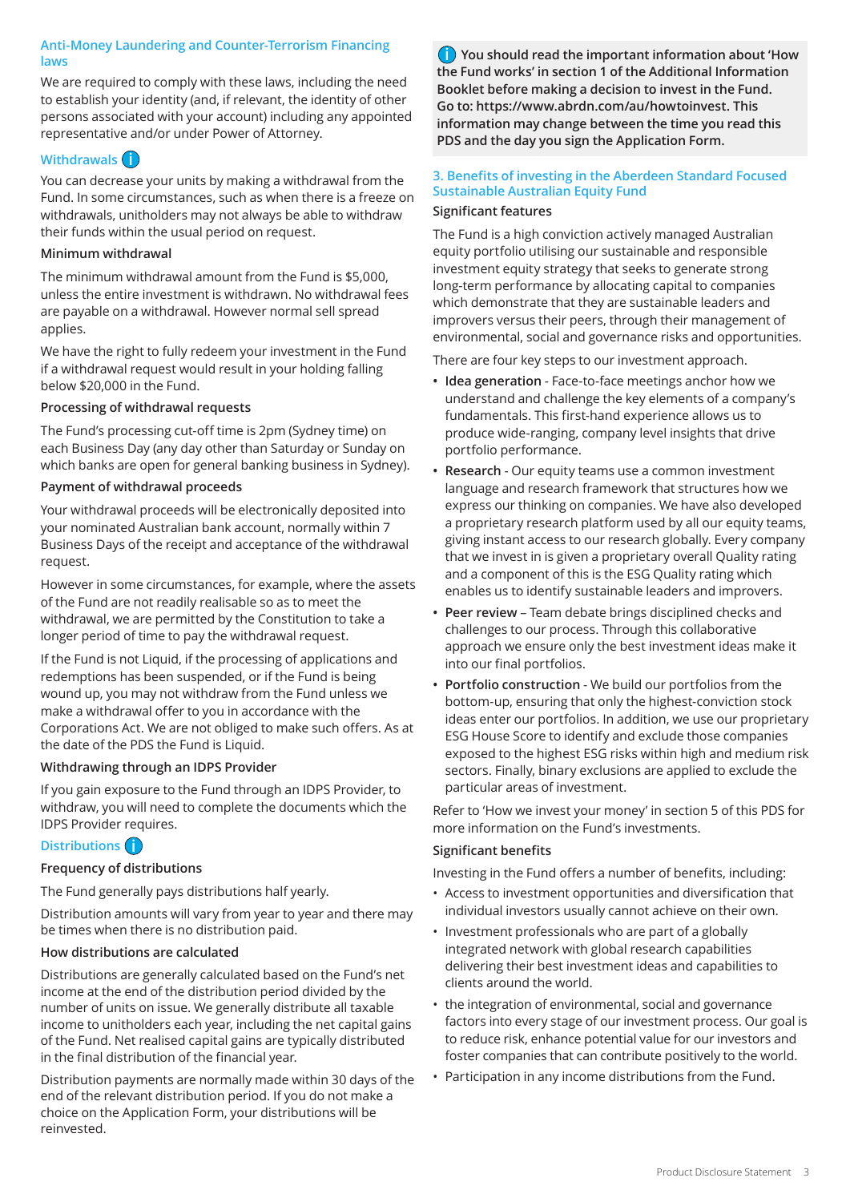### Anti-Money Laundering and Counter-Terrorism Financing laws

We are required to comply with these laws, including the need to establish your identity (and, if relevant, the identity of other persons associated with your account) including any appointed representative and/or under Power of Attorney.

### Withdrawals

You can decrease your units by making a withdrawal from the Fund. In some circumstances, such as when there is a freeze on withdrawals, unitholders may not always be able to withdraw their funds within the usual period on request.

**Minimum withdrawal**

The minimum withdrawal amount from the Fund is $5,000, unless the entire investment is withdrawn. No withdrawal fees are payable on a withdrawal. However normal sell spread applies.

We have the right to fully redeem your investment in the Fund if a withdrawal request would result in your holding falling below $20,000 in the Fund.

**Processing of withdrawal requests**

The Fund's processing cut-off time is 2pm (Sydney time) on each Business Day (any day other than Saturday or Sunday on which banks are open for general banking business in Sydney).

**Payment of withdrawal proceeds**

Your withdrawal proceeds will be electronically deposited into your nominated Australian bank account, normally within 7 Business Days of the receipt and acceptance of the withdrawal request.

However in some circumstances, for example, where the assets of the Fund are not readily realisable so as to meet the withdrawal, we are permitted by the Constitution to take a longer period of time to pay the withdrawal request.

If the Fund is not Liquid, if the processing of applications and redemptions has been suspended, or if the Fund is being wound up, you may not withdraw from the Fund unless we make a withdrawal offer to you in accordance with the Corporations Act. We are not obliged to make such offers. As at the date of the PDS the Fund is Liquid.

**Withdrawing through an IDPS Provider**

If you gain exposure to the Fund through an IDPS Provider, to withdraw, you will need to complete the documents which the IDPS Provider requires.

### Distributions

**Frequency of distributions**

The Fund generally pays distributions half yearly.

Distribution amounts will vary from year to year and there may be times when there is no distribution paid.

**How distributions are calculated**

Distributions are generally calculated based on the Fund's net income at the end of the distribution period divided by the number of units on issue. We generally distribute all taxable income to unitholders each year, including the net capital gains of the Fund. Net realised capital gains are typically distributed in the final distribution of the financial year.

Distribution payments are normally made within 30 days of the end of the relevant distribution period. If you do not make a choice on the Application Form, your distributions will be reinvested.

**You should read the important information about 'How the Fund works' in section 1 of the Additional Information Booklet before making a decision to invest in the Fund. Go to: https://www.abrdn.com/au/howtoinvest. This information may change between the time you read this PDS and the day you sign the Application Form.**

## 3. Benefits of investing in the Aberdeen Standard Focused Sustainable Australian Equity Fund

**Significant features**

The Fund is a high conviction actively managed Australian equity portfolio utilising our sustainable and responsible investment equity strategy that seeks to generate strong long-term performance by allocating capital to companies which demonstrate that they are sustainable leaders and improvers versus their peers, through their management of environmental, social and governance risks and opportunities.

There are four key steps to our investment approach.

- **Idea generation** - Face-to-face meetings anchor how we understand and challenge the key elements of a company's fundamentals. This first-hand experience allows us to produce wide-ranging, company level insights that drive portfolio performance.
- **Research** - Our equity teams use a common investment language and research framework that structures how we express our thinking on companies. We have also developed a proprietary research platform used by all our equity teams, giving instant access to our research globally. Every company that we invest in is given a proprietary overall Quality rating and a component of this is the ESG Quality rating which enables us to identify sustainable leaders and improvers.
- **Peer review** – Team debate brings disciplined checks and challenges to our process. Through this collaborative approach we ensure only the best investment ideas make it into our final portfolios.
- **Portfolio construction** - We build our portfolios from the bottom-up, ensuring that only the highest-conviction stock ideas enter our portfolios. In addition, we use our proprietary ESG House Score to identify and exclude those companies exposed to the highest ESG risks within high and medium risk sectors. Finally, binary exclusions are applied to exclude the particular areas of investment.

Refer to 'How we invest your money' in section 5 of this PDS for more information on the Fund's investments.

**Significant benefits**

Investing in the Fund offers a number of benefits, including:

- Access to investment opportunities and diversification that individual investors usually cannot achieve on their own.
- Investment professionals who are part of a globally integrated network with global research capabilities delivering their best investment ideas and capabilities to clients around the world.
- the integration of environmental, social and governance factors into every stage of our investment process. Our goal is to reduce risk, enhance potential value for our investors and foster companies that can contribute positively to the world.
- Participation in any income distributions from the Fund.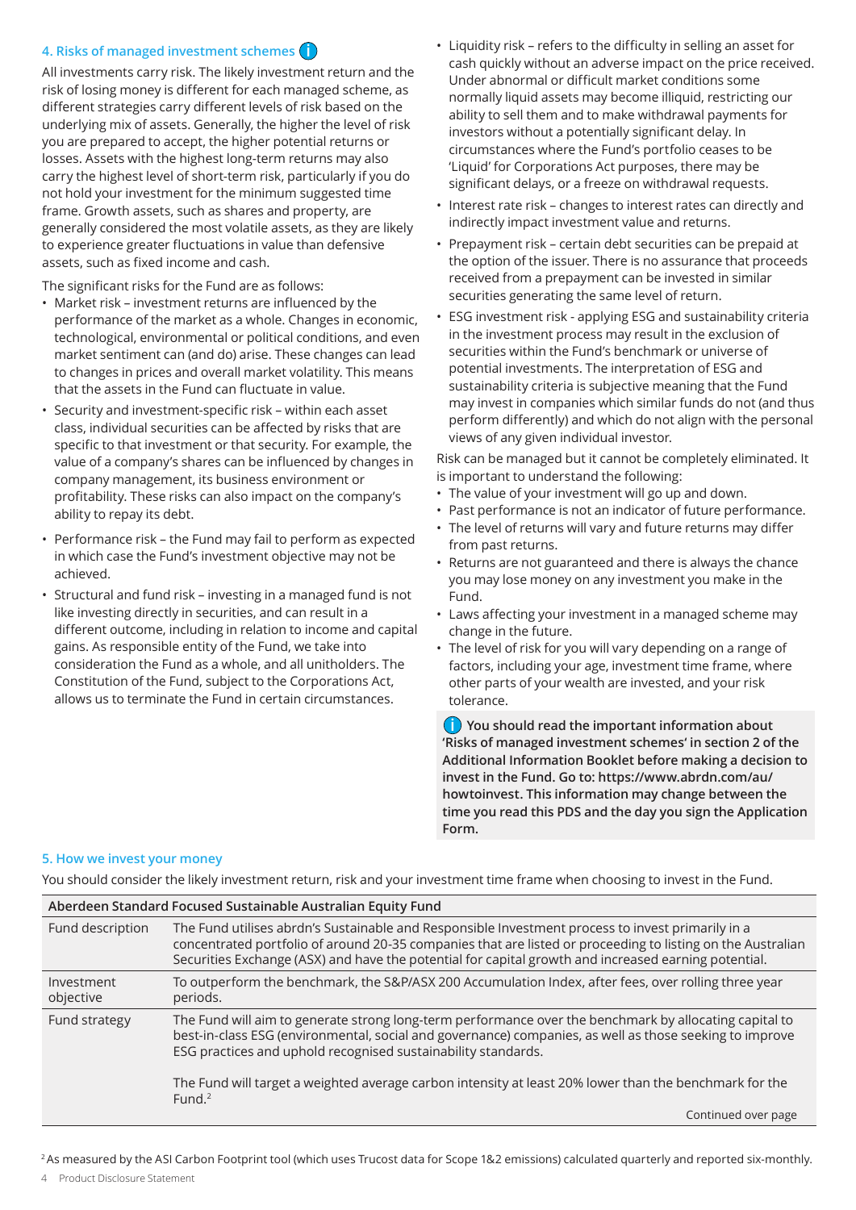## 4. Risks of managed investment schemes

All investments carry risk. The likely investment return and the risk of losing money is different for each managed scheme, as different strategies carry different levels of risk based on the underlying mix of assets. Generally, the higher the level of risk you are prepared to accept, the higher potential returns or losses. Assets with the highest long-term returns may also carry the highest level of short-term risk, particularly if you do not hold your investment for the minimum suggested time frame. Growth assets, such as shares and property, are generally considered the most volatile assets, as they are likely to experience greater fluctuations in value than defensive assets, such as fixed income and cash.

The significant risks for the Fund are as follows:

- Market risk – investment returns are influenced by the performance of the market as a whole. Changes in economic, technological, environmental or political conditions, and even market sentiment can (and do) arise. These changes can lead to changes in prices and overall market volatility. This means that the assets in the Fund can fluctuate in value.
- Security and investment-specific risk – within each asset class, individual securities can be affected by risks that are specific to that investment or that security. For example, the value of a company's shares can be influenced by changes in company management, its business environment or profitability. These risks can also impact on the company's ability to repay its debt.
- Performance risk – the Fund may fail to perform as expected in which case the Fund's investment objective may not be achieved.
- Structural and fund risk – investing in a managed fund is not like investing directly in securities, and can result in a different outcome, including in relation to income and capital gains. As responsible entity of the Fund, we take into consideration the Fund as a whole, and all unitholders. The Constitution of the Fund, subject to the Corporations Act, allows us to terminate the Fund in certain circumstances.
- Liquidity risk – refers to the difficulty in selling an asset for cash quickly without an adverse impact on the price received. Under abnormal or difficult market conditions some normally liquid assets may become illiquid, restricting our ability to sell them and to make withdrawal payments for investors without a potentially significant delay. In circumstances where the Fund's portfolio ceases to be 'Liquid' for Corporations Act purposes, there may be significant delays, or a freeze on withdrawal requests.
- Interest rate risk – changes to interest rates can directly and indirectly impact investment value and returns.
- Prepayment risk – certain debt securities can be prepaid at the option of the issuer. There is no assurance that proceeds received from a prepayment can be invested in similar securities generating the same level of return.
- ESG investment risk - applying ESG and sustainability criteria in the investment process may result in the exclusion of securities within the Fund's benchmark or universe of potential investments. The interpretation of ESG and sustainability criteria is subjective meaning that the Fund may invest in companies which similar funds do not (and thus perform differently) and which do not align with the personal views of any given individual investor.

Risk can be managed but it cannot be completely eliminated. It is important to understand the following:

- The value of your investment will go up and down.
- Past performance is not an indicator of future performance.
- The level of returns will vary and future returns may differ from past returns.
- Returns are not guaranteed and there is always the chance you may lose money on any investment you make in the Fund.
- Laws affecting your investment in a managed scheme may change in the future.
- The level of risk for you will vary depending on a range of factors, including your age, investment time frame, where other parts of your wealth are invested, and your risk tolerance.

**You should read the important information about 'Risks of managed investment schemes' in section 2 of the Additional Information Booklet before making a decision to invest in the Fund. Go to: https://www.abrdn.com/au/howtoinvest. This information may change between the time you read this PDS and the day you sign the Application Form.**

## 5. How we invest your money

You should consider the likely investment return, risk and your investment time frame when choosing to invest in the Fund.

| Aberdeen Standard Focused Sustainable Australian Equity Fund | |
|---|---|
| Fund description | The Fund utilises abrdn's Sustainable and Responsible Investment process to invest primarily in a concentrated portfolio of around 20-35 companies that are listed or proceeding to listing on the Australian Securities Exchange (ASX) and have the potential for capital growth and increased earning potential. |
| Investment objective | To outperform the benchmark, the S&P/ASX 200 Accumulation Index, after fees, over rolling three year periods. |
| Fund strategy | The Fund will aim to generate strong long-term performance over the benchmark by allocating capital to best-in-class ESG (environmental, social and governance) companies, as well as those seeking to improve ESG practices and uphold recognised sustainability standards.<br><br>The Fund will target a weighted average carbon intensity at least 20% lower than the benchmark for the Fund.[2]<br><br>Continued over page |

[2] As measured by the ASI Carbon Footprint tool (which uses Trucost data for Scope 1&2 emissions) calculated quarterly and reported six-monthly.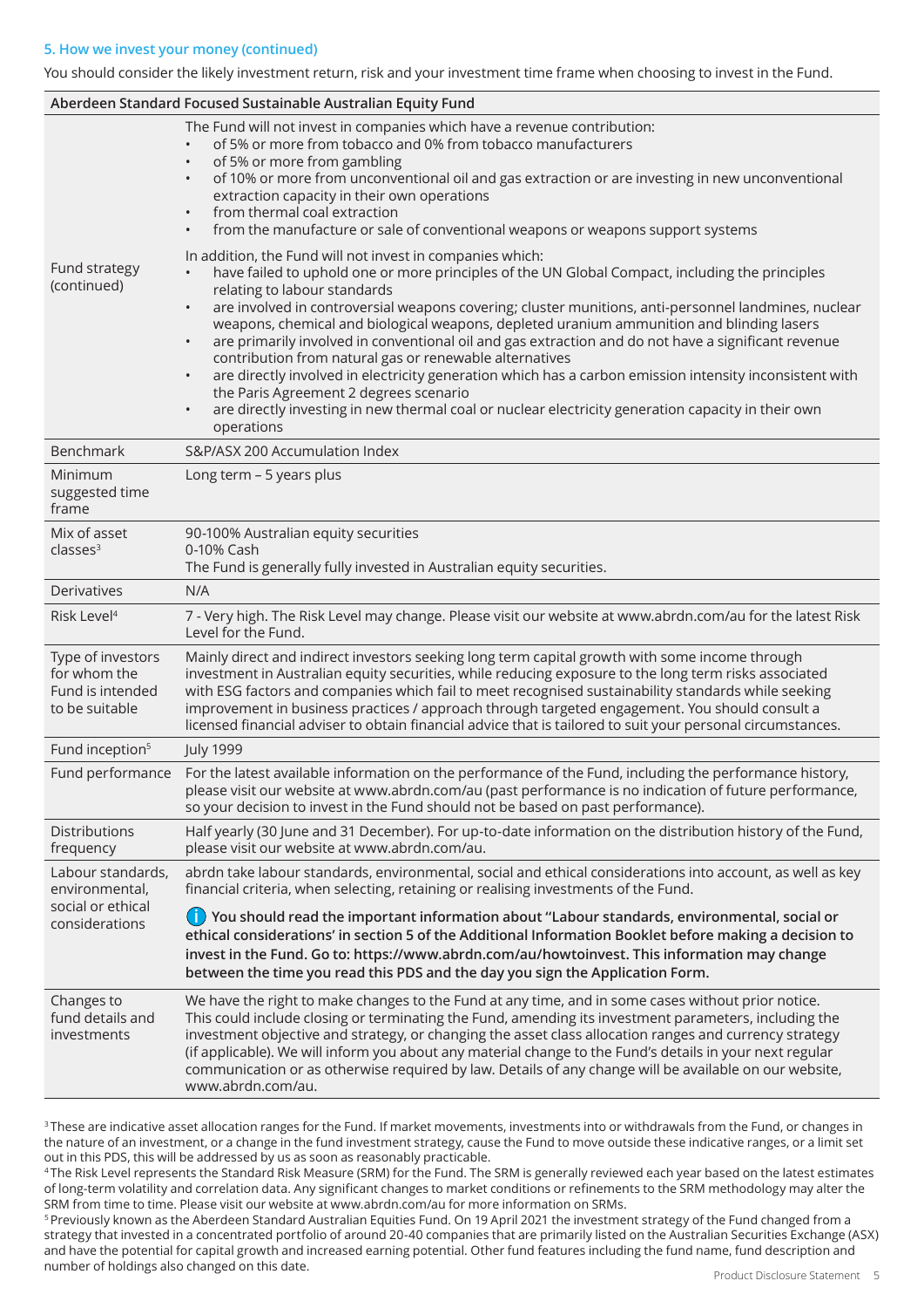### 5. How we invest your money (continued)

You should consider the likely investment return, risk and your investment time frame when choosing to invest in the Fund.

| Aberdeen Standard Focused Sustainable Australian Equity Fund | |
|---|---|
| Fund strategy (continued) | The Fund will not invest in companies which have a revenue contribution:<br>• of 5% or more from tobacco and 0% from tobacco manufacturers<br>• of 5% or more from gambling<br>• of 10% or more from unconventional oil and gas extraction or are investing in new unconventional extraction capacity in their own operations<br>• from thermal coal extraction<br>• from the manufacture or sale of conventional weapons or weapons support systems<br><br>In addition, the Fund will not invest in companies which:<br>• have failed to uphold one or more principles of the UN Global Compact, including the principles relating to labour standards<br>• are involved in controversial weapons covering; cluster munitions, anti-personnel landmines, nuclear weapons, chemical and biological weapons, depleted uranium ammunition and blinding lasers<br>• are primarily involved in conventional oil and gas extraction and do not have a significant revenue contribution from natural gas or renewable alternatives<br>• are directly involved in electricity generation which has a carbon emission intensity inconsistent with the Paris Agreement 2 degrees scenario<br>• are directly investing in new thermal coal or nuclear electricity generation capacity in their own operations |
| Benchmark | S&P/ASX 200 Accumulation Index |
| Minimum suggested time frame | Long term – 5 years plus |
| Mix of asset classes[3] | 90-100% Australian equity securities<br>0-10% Cash<br>The Fund is generally fully invested in Australian equity securities. |
| Derivatives | N/A |
| Risk Level[4] | 7 - Very high. The Risk Level may change. Please visit our website at www.abrdn.com/au for the latest Risk Level for the Fund. |
| Type of investors for whom the Fund is intended to be suitable | Mainly direct and indirect investors seeking long term capital growth with some income through investment in Australian equity securities, while reducing exposure to the long term risks associated with ESG factors and companies which fail to meet recognised sustainability standards while seeking improvement in business practices / approach through targeted engagement. You should consult a licensed financial adviser to obtain financial advice that is tailored to suit your personal circumstances. |
| Fund inception[5] | July 1999 |
| Fund performance | For the latest available information on the performance of the Fund, including the performance history, please visit our website at www.abrdn.com/au (past performance is no indication of future performance, so your decision to invest in the Fund should not be based on past performance). |
| Distributions frequency | Half yearly (30 June and 31 December). For up-to-date information on the distribution history of the Fund, please visit our website at www.abrdn.com/au. |
| Labour standards, environmental, social or ethical considerations | abrdn take labour standards, environmental, social and ethical considerations into account, as well as key financial criteria, when selecting, retaining or realising investments of the Fund.<br><br>**You should read the important information about "Labour standards, environmental, social or ethical considerations' in section 5 of the Additional Information Booklet before making a decision to invest in the Fund. Go to: https://www.abrdn.com/au/howtoinvest. This information may change between the time you read this PDS and the day you sign the Application Form.** |
| Changes to fund details and investments | We have the right to make changes to the Fund at any time, and in some cases without prior notice. This could include closing or terminating the Fund, amending its investment parameters, including the investment objective and strategy, or changing the asset class allocation ranges and currency strategy (if applicable). We will inform you about any material change to the Fund's details in your next regular communication or as otherwise required by law. Details of any change will be available on our website, www.abrdn.com/au. |

[3] These are indicative asset allocation ranges for the Fund. If market movements, investments into or withdrawals from the Fund, or changes in the nature of an investment, or a change in the fund investment strategy, cause the Fund to move outside these indicative ranges, or a limit set out in this PDS, this will be addressed by us as soon as reasonably practicable.

[4] The Risk Level represents the Standard Risk Measure (SRM) for the Fund. The SRM is generally reviewed each year based on the latest estimates of long-term volatility and correlation data. Any significant changes to market conditions or refinements to the SRM methodology may alter the SRM from time to time. Please visit our website at www.abrdn.com/au for more information on SRMs.

[5] Previously known as the Aberdeen Standard Australian Equities Fund. On 19 April 2021 the investment strategy of the Fund changed from a strategy that invested in a concentrated portfolio of around 20-40 companies that are primarily listed on the Australian Securities Exchange (ASX) and have the potential for capital growth and increased earning potential. Other fund features including the fund name, fund description and number of holdings also changed on this date.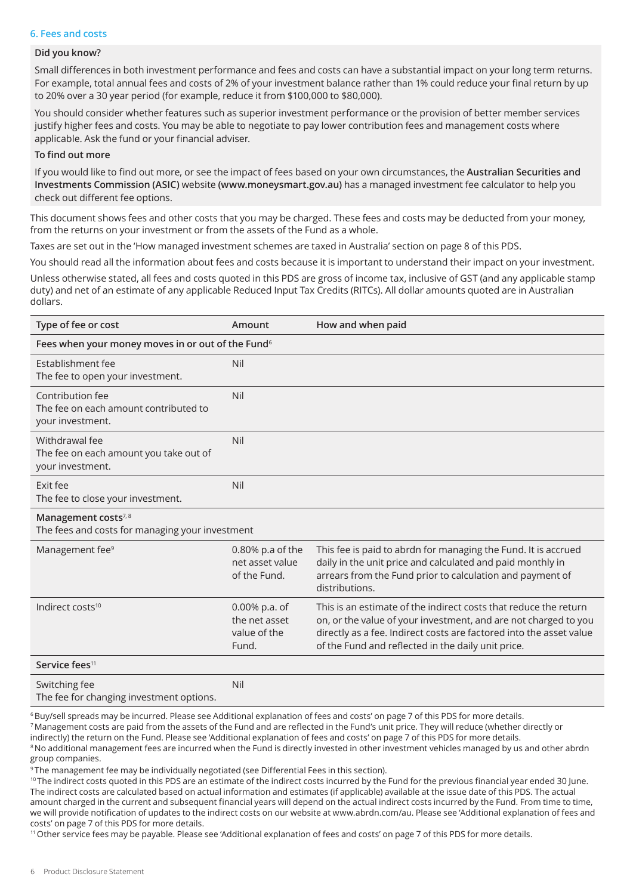### 6. Fees and costs

**Did you know?**

Small differences in both investment performance and fees and costs can have a substantial impact on your long term returns. For example, total annual fees and costs of 2% of your investment balance rather than 1% could reduce your final return by up to 20% over a 30 year period (for example, reduce it from $100,000 to $80,000).

You should consider whether features such as superior investment performance or the provision of better member services justify higher fees and costs. You may be able to negotiate to pay lower contribution fees and management costs where applicable. Ask the fund or your financial adviser.

**To find out more**

If you would like to find out more, or see the impact of fees based on your own circumstances, the **Australian Securities and Investments Commission (ASIC)** website **(www.moneysmart.gov.au)** has a managed investment fee calculator to help you check out different fee options.

This document shows fees and other costs that you may be charged. These fees and costs may be deducted from your money, from the returns on your investment or from the assets of the Fund as a whole.

Taxes are set out in the 'How managed investment schemes are taxed in Australia' section on page 8 of this PDS.

You should read all the information about fees and costs because it is important to understand their impact on your investment.

Unless otherwise stated, all fees and costs quoted in this PDS are gross of income tax, inclusive of GST (and any applicable stamp duty) and net of an estimate of any applicable Reduced Input Tax Credits (RITCs). All dollar amounts quoted are in Australian dollars.

| Type of fee or cost | Amount | How and when paid |
|---|---|---|
| **Fees when your money moves in or out of the Fund**[6] | | |
| Establishment fee<br>The fee to open your investment. | Nil | |
| Contribution fee<br>The fee on each amount contributed to your investment. | Nil | |
| Withdrawal fee<br>The fee on each amount you take out of your investment. | Nil | |
| Exit fee<br>The fee to close your investment. | Nil | |
| **Management costs**[7, 8]<br>The fees and costs for managing your investment | | |
| Management fee[9] | 0.80% p.a of the net asset value of the Fund. | This fee is paid to abrdn for managing the Fund. It is accrued daily in the unit price and calculated and paid monthly in arrears from the Fund prior to calculation and payment of distributions. |
| Indirect costs[10] | 0.00% p.a. of the net asset value of the Fund. | This is an estimate of the indirect costs that reduce the return on, or the value of your investment, and are not charged to you directly as a fee. Indirect costs are factored into the asset value of the Fund and reflected in the daily unit price. |
| **Service fees**[11] | | |
| Switching fee<br>The fee for changing investment options. | Nil | |

[6] Buy/sell spreads may be incurred. Please see Additional explanation of fees and costs' on page 7 of this PDS for more details.

[7] Management costs are paid from the assets of the Fund and are reflected in the Fund's unit price. They will reduce (whether directly or indirectly) the return on the Fund. Please see 'Additional explanation of fees and costs' on page 7 of this PDS for more details.

[8] No additional management fees are incurred when the Fund is directly invested in other investment vehicles managed by us and other abrdn group companies.

[9] The management fee may be individually negotiated (see Differential Fees in this section).

[10] The indirect costs quoted in this PDS are an estimate of the indirect costs incurred by the Fund for the previous financial year ended 30 June. The indirect costs are calculated based on actual information and estimates (if applicable) available at the issue date of this PDS. The actual amount charged in the current and subsequent financial years will depend on the actual indirect costs incurred by the Fund. From time to time, we will provide notification of updates to the indirect costs on our website at www.abrdn.com/au. Please see 'Additional explanation of fees and costs' on page 7 of this PDS for more details.

[11] Other service fees may be payable. Please see 'Additional explanation of fees and costs' on page 7 of this PDS for more details.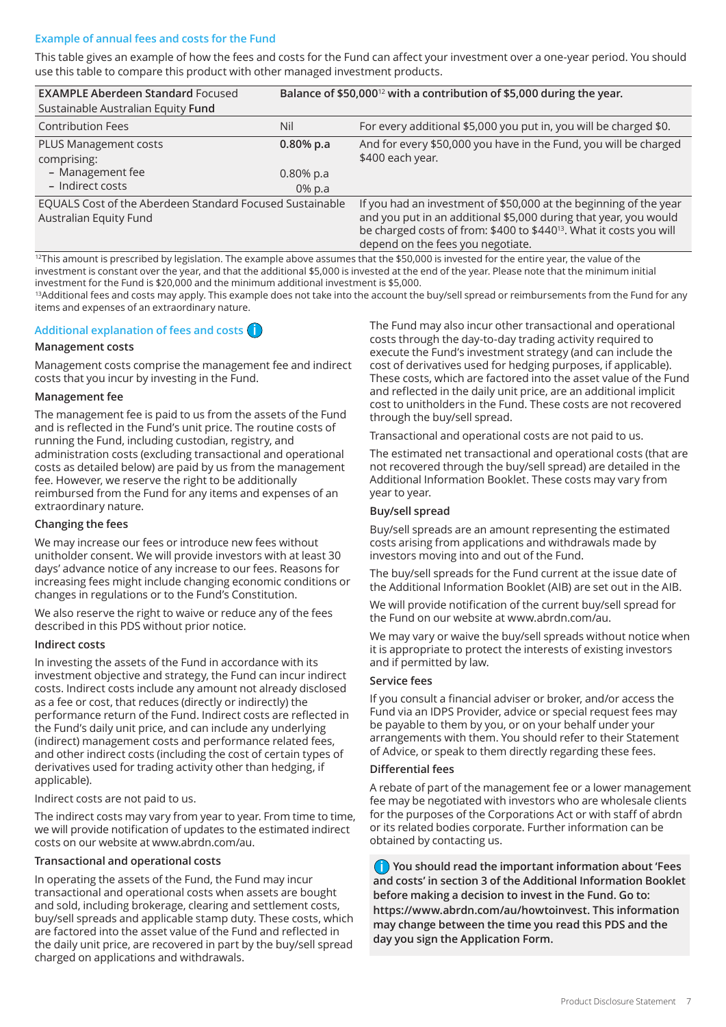### Example of annual fees and costs for the Fund

This table gives an example of how the fees and costs for the Fund can affect your investment over a one-year period. You should use this table to compare this product with other managed investment products.

| **EXAMPLE Aberdeen Standard** Focused Sustainable Australian Equity **Fund** | **Balance of $50,000[12] with a contribution of $5,000 during the year.** | |
|---|---|---|
| Contribution Fees | Nil | For every additional $5,000 you put in, you will be charged $0. |
| PLUS Management costs comprising:<br>– Management fee<br>– Indirect costs | **0.80% p.a**<br><br>0.80% p.a<br>0% p.a | And for every $50,000 you have in the Fund, you will be charged $400 each year. |
| EQUALS Cost of the Aberdeen Standard Focused Sustainable Australian Equity Fund | | If you had an investment of $50,000 at the beginning of the year and you put in an additional $5,000 during that year, you would be charged costs of from: $400 to $440[13]. What it costs you will depend on the fees you negotiate. |

[12]This amount is prescribed by legislation. The example above assumes that the $50,000 is invested for the entire year, the value of the investment is constant over the year, and that the additional $5,000 is invested at the end of the year. Please note that the minimum initial investment for the Fund is $20,000 and the minimum additional investment is $5,000.

[13]Additional fees and costs may apply. This example does not take into the account the buy/sell spread or reimbursements from the Fund for any items and expenses of an extraordinary nature.

### Additional explanation of fees and costs

#### Management costs

Management costs comprise the management fee and indirect costs that you incur by investing in the Fund.

#### Management fee

The management fee is paid to us from the assets of the Fund and is reflected in the Fund's unit price. The routine costs of running the Fund, including custodian, registry, and administration costs (excluding transactional and operational costs as detailed below) are paid by us from the management fee. However, we reserve the right to be additionally reimbursed from the Fund for any items and expenses of an extraordinary nature.

#### Changing the fees

We may increase our fees or introduce new fees without unitholder consent. We will provide investors with at least 30 days' advance notice of any increase to our fees. Reasons for increasing fees might include changing economic conditions or changes in regulations or to the Fund's Constitution.

We also reserve the right to waive or reduce any of the fees described in this PDS without prior notice.

#### Indirect costs

In investing the assets of the Fund in accordance with its investment objective and strategy, the Fund can incur indirect costs. Indirect costs include any amount not already disclosed as a fee or cost, that reduces (directly or indirectly) the performance return of the Fund. Indirect costs are reflected in the Fund's daily unit price, and can include any underlying (indirect) management costs and performance related fees, and other indirect costs (including the cost of certain types of derivatives used for trading activity other than hedging, if applicable).

Indirect costs are not paid to us.

The indirect costs may vary from year to year. From time to time, we will provide notification of updates to the estimated indirect costs on our website at www.abrdn.com/au.

#### Transactional and operational costs

In operating the assets of the Fund, the Fund may incur transactional and operational costs when assets are bought and sold, including brokerage, clearing and settlement costs, buy/sell spreads and applicable stamp duty. These costs, which are factored into the asset value of the Fund and reflected in the daily unit price, are recovered in part by the buy/sell spread charged on applications and withdrawals.

The Fund may also incur other transactional and operational costs through the day-to-day trading activity required to execute the Fund's investment strategy (and can include the cost of derivatives used for hedging purposes, if applicable). These costs, which are factored into the asset value of the Fund and reflected in the daily unit price, are an additional implicit cost to unitholders in the Fund. These costs are not recovered through the buy/sell spread.

Transactional and operational costs are not paid to us.

The estimated net transactional and operational costs (that are not recovered through the buy/sell spread) are detailed in the Additional Information Booklet. These costs may vary from year to year.

#### Buy/sell spread

Buy/sell spreads are an amount representing the estimated costs arising from applications and withdrawals made by investors moving into and out of the Fund.

The buy/sell spreads for the Fund current at the issue date of the Additional Information Booklet (AIB) are set out in the AIB.

We will provide notification of the current buy/sell spread for the Fund on our website at www.abrdn.com/au.

We may vary or waive the buy/sell spreads without notice when it is appropriate to protect the interests of existing investors and if permitted by law.

#### Service fees

If you consult a financial adviser or broker, and/or access the Fund via an IDPS Provider, advice or special request fees may be payable to them by you, or on your behalf under your arrangements with them. You should refer to their Statement of Advice, or speak to them directly regarding these fees.

#### Differential fees

A rebate of part of the management fee or a lower management fee may be negotiated with investors who are wholesale clients for the purposes of the Corporations Act or with staff of abrdn or its related bodies corporate. Further information can be obtained by contacting us.

**You should read the important information about 'Fees and costs' in section 3 of the Additional Information Booklet before making a decision to invest in the Fund. Go to: https://www.abrdn.com/au/howtoinvest. This information may change between the time you read this PDS and the day you sign the Application Form.**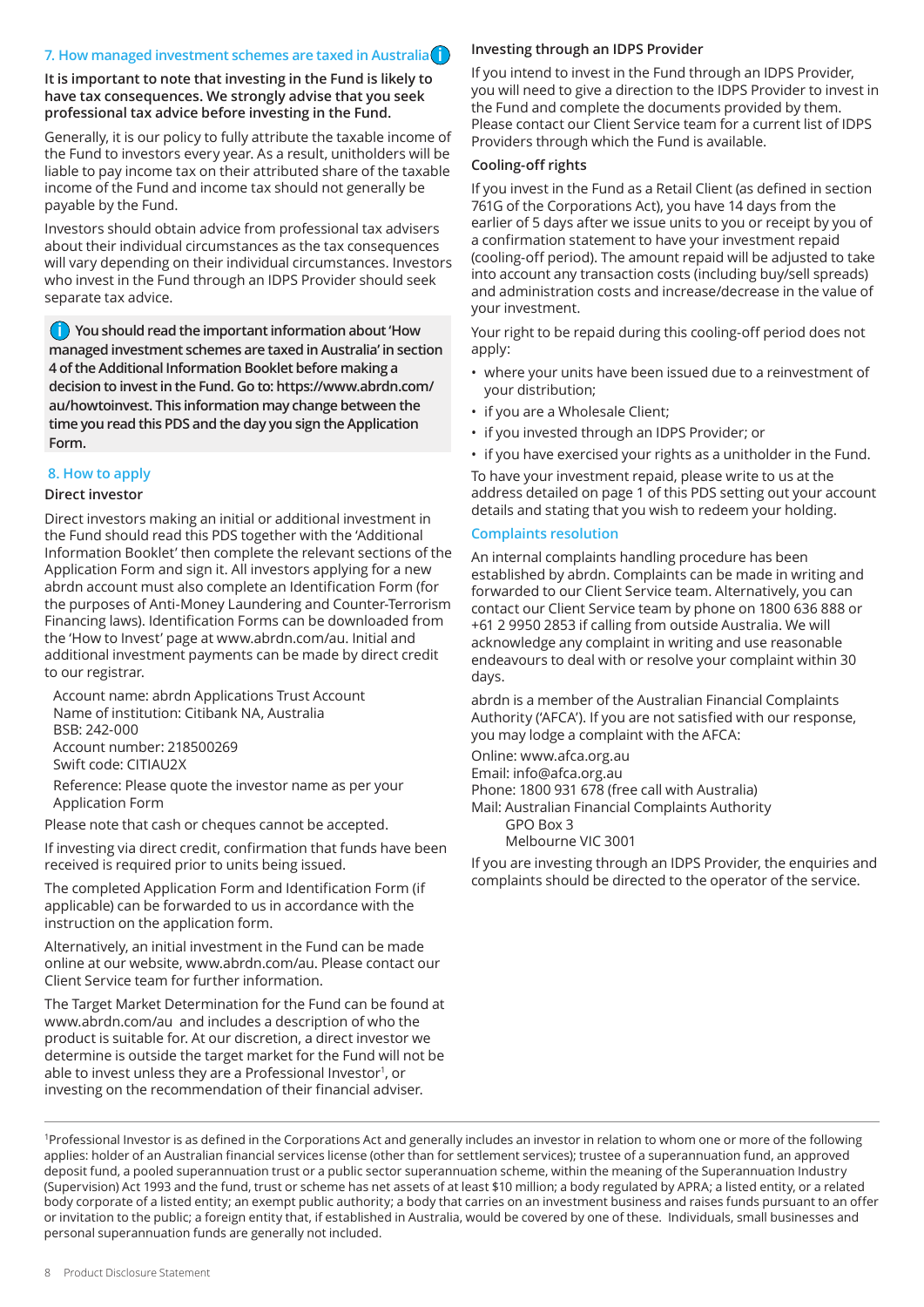## 7. How managed investment schemes are taxed in Australia

**It is important to note that investing in the Fund is likely to have tax consequences. We strongly advise that you seek professional tax advice before investing in the Fund.**

Generally, it is our policy to fully attribute the taxable income of the Fund to investors every year. As a result, unitholders will be liable to pay income tax on their attributed share of the taxable income of the Fund and income tax should not generally be payable by the Fund.

Investors should obtain advice from professional tax advisers about their individual circumstances as the tax consequences will vary depending on their individual circumstances. Investors who invest in the Fund through an IDPS Provider should seek separate tax advice.

**You should read the important information about 'How managed investment schemes are taxed in Australia' in section 4 of the Additional Information Booklet before making a decision to invest in the Fund. Go to: https://www.abrdn.com/au/howtoinvest. This information may change between the time you read this PDS and the day you sign the Application Form.**

## 8. How to apply

### Direct investor

Direct investors making an initial or additional investment in the Fund should read this PDS together with the 'Additional Information Booklet' then complete the relevant sections of the Application Form and sign it. All investors applying for a new abrdn account must also complete an Identification Form (for the purposes of Anti-Money Laundering and Counter-Terrorism Financing laws). Identification Forms can be downloaded from the 'How to Invest' page at www.abrdn.com/au. Initial and additional investment payments can be made by direct credit to our registrar.

Account name: abrdn Applications Trust Account
Name of institution: Citibank NA, Australia
BSB: 242-000
Account number: 218500269
Swift code: CITIAU2X

Reference: Please quote the investor name as per your Application Form

Please note that cash or cheques cannot be accepted.

If investing via direct credit, confirmation that funds have been received is required prior to units being issued.

The completed Application Form and Identification Form (if applicable) can be forwarded to us in accordance with the instruction on the application form.

Alternatively, an initial investment in the Fund can be made online at our website, www.abrdn.com/au. Please contact our Client Service team for further information.

The Target Market Determination for the Fund can be found at www.abrdn.com/au and includes a description of who the product is suitable for. At our discretion, a direct investor we determine is outside the target market for the Fund will not be able to invest unless they are a Professional Investor[1], or investing on the recommendation of their financial adviser.

### Investing through an IDPS Provider

If you intend to invest in the Fund through an IDPS Provider, you will need to give a direction to the IDPS Provider to invest in the Fund and complete the documents provided by them. Please contact our Client Service team for a current list of IDPS Providers through which the Fund is available.

### Cooling-off rights

If you invest in the Fund as a Retail Client (as defined in section 761G of the Corporations Act), you have 14 days from the earlier of 5 days after we issue units to you or receipt by you of a confirmation statement to have your investment repaid (cooling-off period). The amount repaid will be adjusted to take into account any transaction costs (including buy/sell spreads) and administration costs and increase/decrease in the value of your investment.

Your right to be repaid during this cooling-off period does not apply:

- where your units have been issued due to a reinvestment of your distribution;
- if you are a Wholesale Client;
- if you invested through an IDPS Provider; or
- if you have exercised your rights as a unitholder in the Fund.

To have your investment repaid, please write to us at the address detailed on page 1 of this PDS setting out your account details and stating that you wish to redeem your holding.

### Complaints resolution

An internal complaints handling procedure has been established by abrdn. Complaints can be made in writing and forwarded to our Client Service team. Alternatively, you can contact our Client Service team by phone on 1800 636 888 or +61 2 9950 2853 if calling from outside Australia. We will acknowledge any complaint in writing and use reasonable endeavours to deal with or resolve your complaint within 30 days.

abrdn is a member of the Australian Financial Complaints Authority ('AFCA'). If you are not satisfied with our response, you may lodge a complaint with the AFCA:

Online: www.afca.org.au
Email: info@afca.org.au
Phone: 1800 931 678 (free call with Australia)
Mail: Australian Financial Complaints Authority
GPO Box 3
Melbourne VIC 3001

If you are investing through an IDPS Provider, the enquiries and complaints should be directed to the operator of the service.

---

[1] Professional Investor is as defined in the Corporations Act and generally includes an investor in relation to whom one or more of the following applies: holder of an Australian financial services license (other than for settlement services); trustee of a superannuation fund, an approved deposit fund, a pooled superannuation trust or a public sector superannuation scheme, within the meaning of the Superannuation Industry (Supervision) Act 1993 and the fund, trust or scheme has net assets of at least $10 million; a body regulated by APRA; a listed entity, or a related body corporate of a listed entity; an exempt public authority; a body that carries on an investment business and raises funds pursuant to an offer or invitation to the public; a foreign entity that, if established in Australia, would be covered by one of these. Individuals, small businesses and personal superannuation funds are generally not included.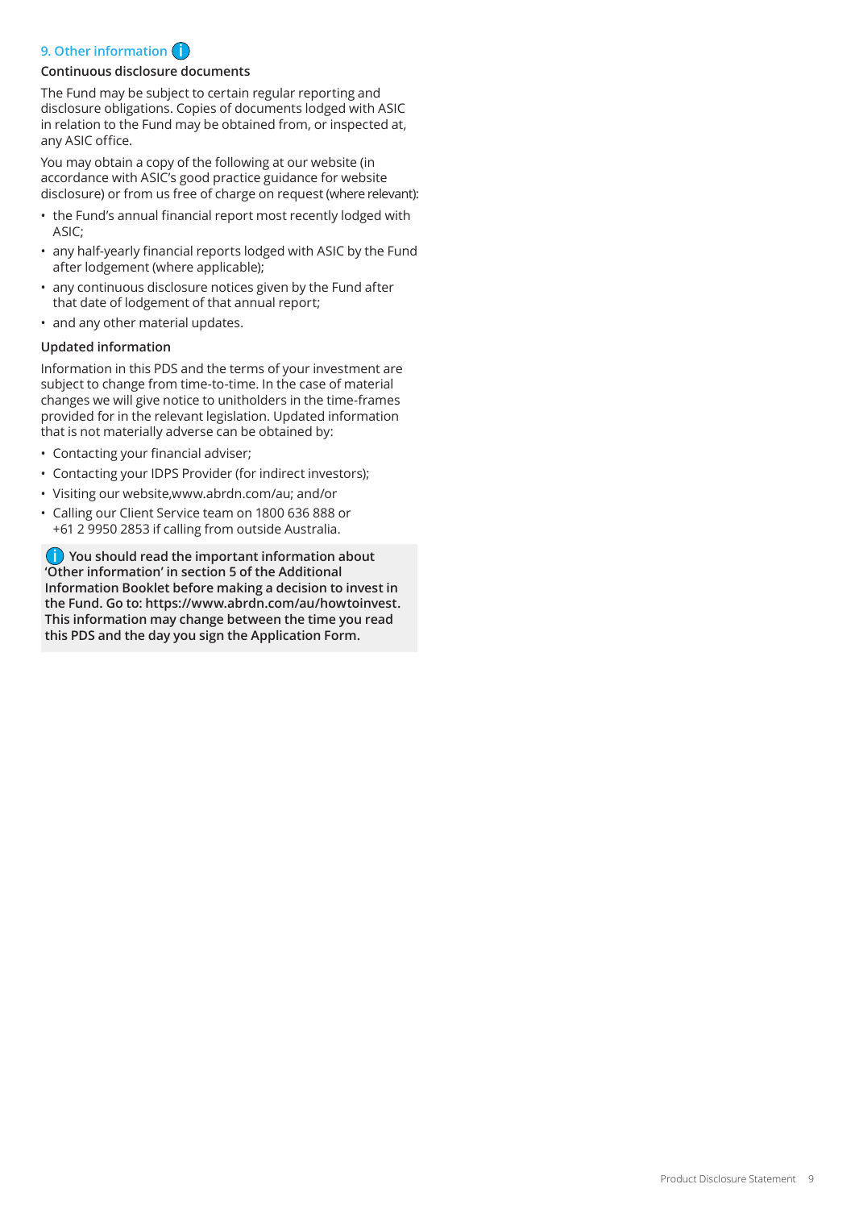## 9. Other information

### Continuous disclosure documents

The Fund may be subject to certain regular reporting and disclosure obligations. Copies of documents lodged with ASIC in relation to the Fund may be obtained from, or inspected at, any ASIC office.

You may obtain a copy of the following at our website (in accordance with ASIC's good practice guidance for website disclosure) or from us free of charge on request (where relevant):

- the Fund's annual financial report most recently lodged with ASIC;
- any half-yearly financial reports lodged with ASIC by the Fund after lodgement (where applicable);
- any continuous disclosure notices given by the Fund after that date of lodgement of that annual report;
- and any other material updates.

### Updated information

Information in this PDS and the terms of your investment are subject to change from time-to-time. In the case of material changes we will give notice to unitholders in the time-frames provided for in the relevant legislation. Updated information that is not materially adverse can be obtained by:

- Contacting your financial adviser;
- Contacting your IDPS Provider (for indirect investors);
- Visiting our website,www.abrdn.com/au; and/or
- Calling our Client Service team on 1800 636 888 or +61 2 9950 2853 if calling from outside Australia.

**You should read the important information about 'Other information' in section 5 of the Additional Information Booklet before making a decision to invest in the Fund. Go to: https://www.abrdn.com/au/howtoinvest. This information may change between the time you read this PDS and the day you sign the Application Form.**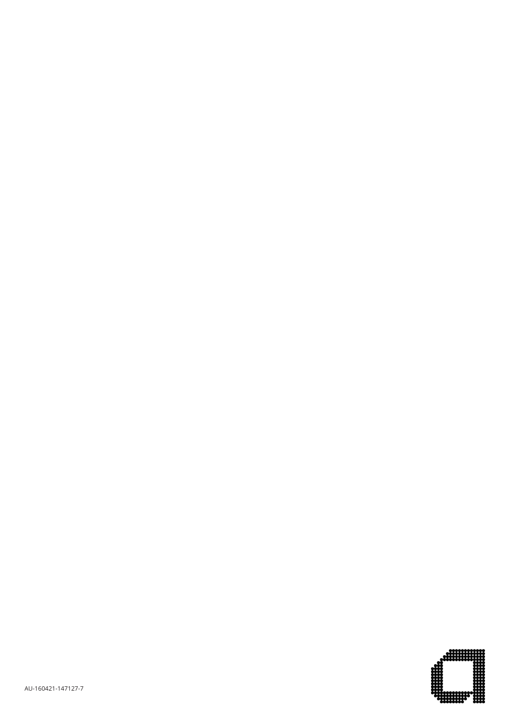AU-160421-147127-7